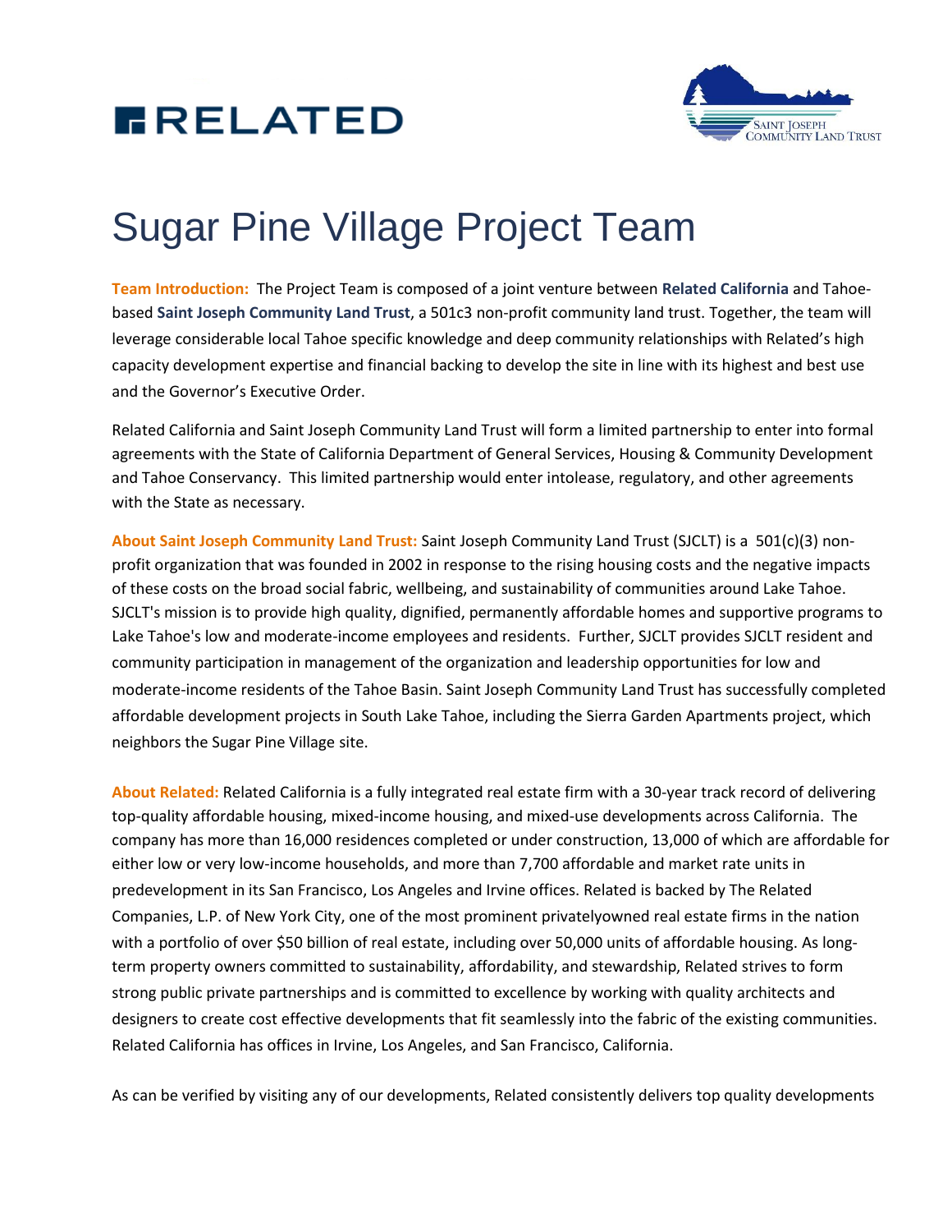RELATED

SAINT JOSEPH COMMUNITY LAND TRUST

# Sugar Pine Village Project Team

**Team Introduction:** The Project Team is composed of a joint venture between **Related California** and Tahoe-based **Saint Joseph Community Land Trust**, a 501c3 non-profit community land trust. Together, the team will leverage considerable local Tahoe specific knowledge and deep community relationships with Related's high capacity development expertise and financial backing to develop the site in line with its highest and best use and the Governor's Executive Order.

Related California and Saint Joseph Community Land Trust will form a limited partnership to enter into formal agreements with the State of California Department of General Services, Housing & Community Development and Tahoe Conservancy. This limited partnership would enter intolease, regulatory, and other agreements with the State as necessary.

**About Saint Joseph Community Land Trust:** Saint Joseph Community Land Trust (SJCLT) is a 501(c)(3) non-profit organization that was founded in 2002 in response to the rising housing costs and the negative impacts of these costs on the broad social fabric, wellbeing, and sustainability of communities around Lake Tahoe. SJCLT's mission is to provide high quality, dignified, permanently affordable homes and supportive programs to Lake Tahoe's low and moderate-income employees and residents. Further, SJCLT provides SJCLT resident and community participation in management of the organization and leadership opportunities for low and moderate-income residents of the Tahoe Basin. Saint Joseph Community Land Trust has successfully completed affordable development projects in South Lake Tahoe, including the Sierra Garden Apartments project, which neighbors the Sugar Pine Village site.

**About Related:** Related California is a fully integrated real estate firm with a 30-year track record of delivering top-quality affordable housing, mixed-income housing, and mixed-use developments across California. The company has more than 16,000 residences completed or under construction, 13,000 of which are affordable for either low or very low-income households, and more than 7,700 affordable and market rate units in predevelopment in its San Francisco, Los Angeles and Irvine offices. Related is backed by The Related Companies, L.P. of New York City, one of the most prominent privatelyowned real estate firms in the nation with a portfolio of over $50 billion of real estate, including over 50,000 units of affordable housing. As long-term property owners committed to sustainability, affordability, and stewardship, Related strives to form strong public private partnerships and is committed to excellence by working with quality architects and designers to create cost effective developments that fit seamlessly into the fabric of the existing communities. Related California has offices in Irvine, Los Angeles, and San Francisco, California.

As can be verified by visiting any of our developments, Related consistently delivers top quality developments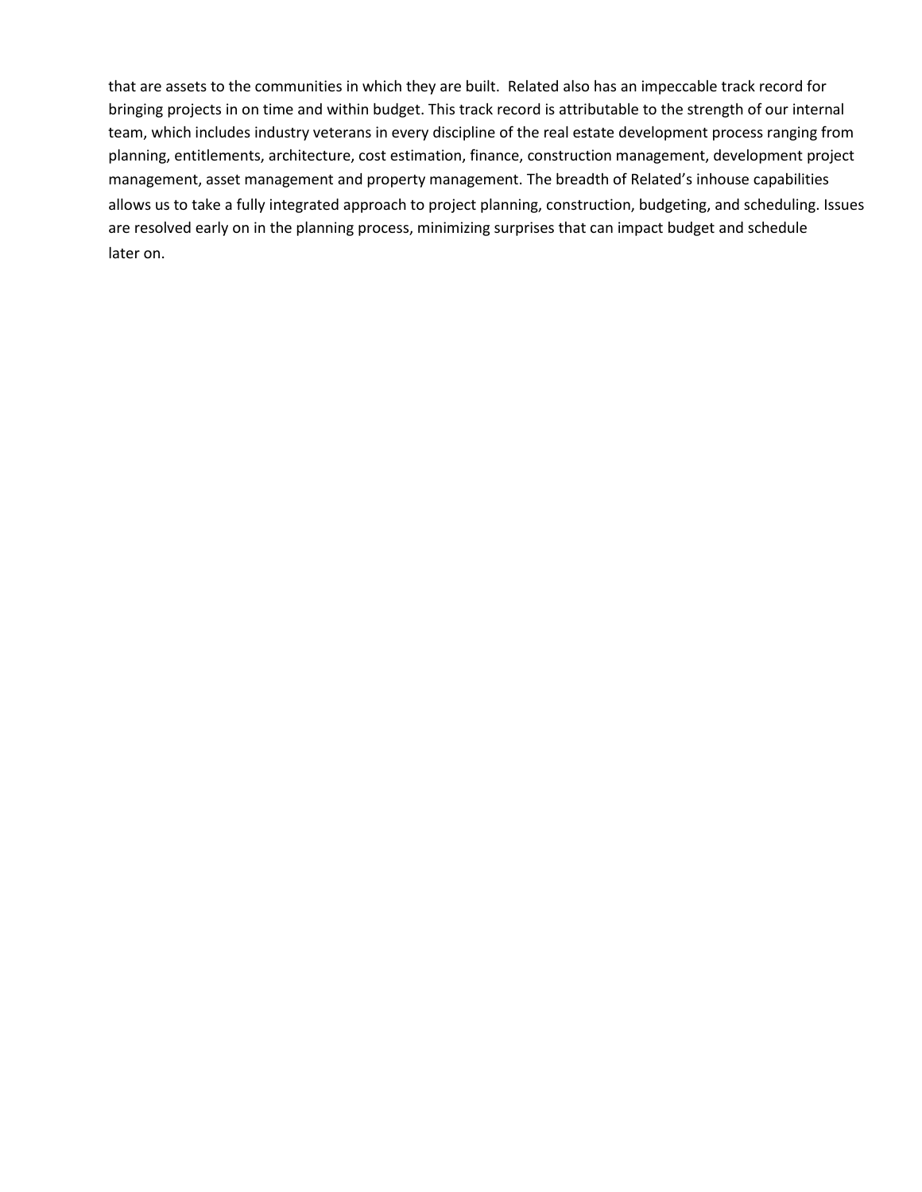that are assets to the communities in which they are built. Related also has an impeccable track record for bringing projects in on time and within budget. This track record is attributable to the strength of our internal team, which includes industry veterans in every discipline of the real estate development process ranging from planning, entitlements, architecture, cost estimation, finance, construction management, development project management, asset management and property management. The breadth of Related's inhouse capabilities allows us to take a fully integrated approach to project planning, construction, budgeting, and scheduling. Issues are resolved early on in the planning process, minimizing surprises that can impact budget and schedule later on.